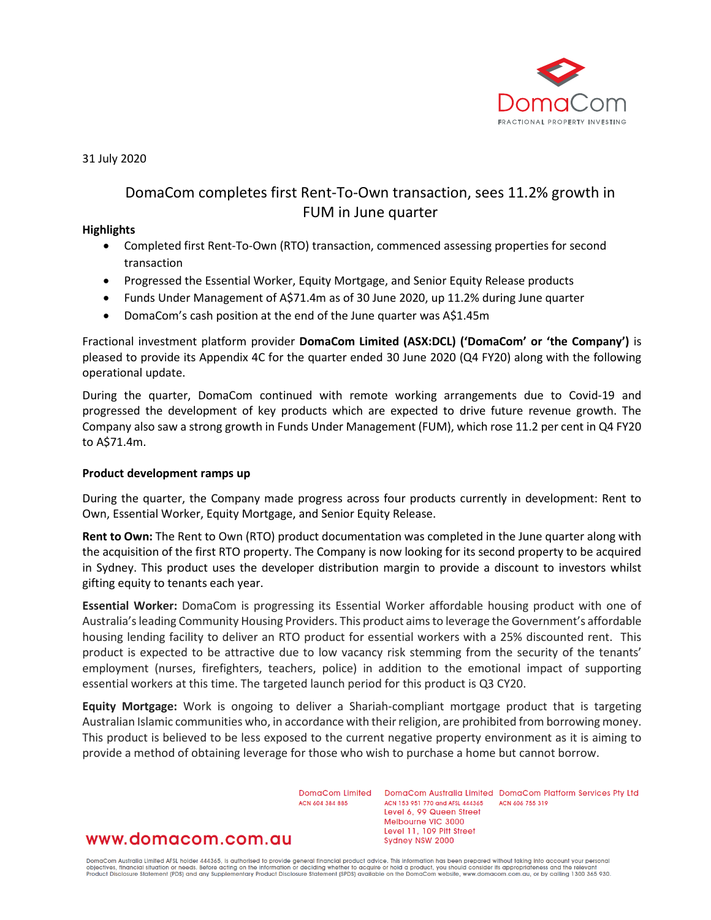31 July 2020

# DomaCom completes first Rent-To-Own transaction, sees 11.2% growth in FUM in June quarter

**Highlights**

- Completed first Rent-To-Own (RTO) transaction, commenced assessing properties for second transaction
- Progressed the Essential Worker, Equity Mortgage, and Senior Equity Release products
- Funds Under Management of A$71.4m as of 30 June 2020, up 11.2% during June quarter
- DomaCom's cash position at the end of the June quarter was A$1.45m

Fractional investment platform provider **DomaCom Limited (ASX:DCL) ('DomaCom' or 'the Company')** is pleased to provide its Appendix 4C for the quarter ended 30 June 2020 (Q4 FY20) along with the following operational update.

During the quarter, DomaCom continued with remote working arrangements due to Covid-19 and progressed the development of key products which are expected to drive future revenue growth. The Company also saw a strong growth in Funds Under Management (FUM), which rose 11.2 per cent in Q4 FY20 to A$71.4m.

## Product development ramps up

During the quarter, the Company made progress across four products currently in development: Rent to Own, Essential Worker, Equity Mortgage, and Senior Equity Release.

**Rent to Own:** The Rent to Own (RTO) product documentation was completed in the June quarter along with the acquisition of the first RTO property. The Company is now looking for its second property to be acquired in Sydney. This product uses the developer distribution margin to provide a discount to investors whilst gifting equity to tenants each year.

**Essential Worker:** DomaCom is progressing its Essential Worker affordable housing product with one of Australia's leading Community Housing Providers. This product aims to leverage the Government's affordable housing lending facility to deliver an RTO product for essential workers with a 25% discounted rent. This product is expected to be attractive due to low vacancy risk stemming from the security of the tenants' employment (nurses, firefighters, teachers, police) in addition to the emotional impact of supporting essential workers at this time. The targeted launch period for this product is Q3 CY20.

**Equity Mortgage:** Work is ongoing to deliver a Shariah-compliant mortgage product that is targeting Australian Islamic communities who, in accordance with their religion, are prohibited from borrowing money. This product is believed to be less exposed to the current negative property environment as it is aiming to provide a method of obtaining leverage for those who wish to purchase a home but cannot borrow.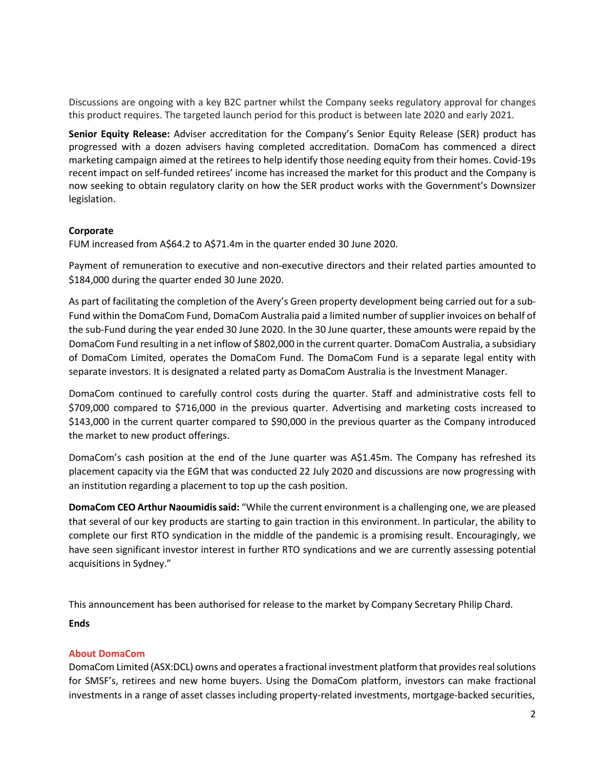Discussions are ongoing with a key B2C partner whilst the Company seeks regulatory approval for changes this product requires. The targeted launch period for this product is between late 2020 and early 2021.

**Senior Equity Release:** Adviser accreditation for the Company's Senior Equity Release (SER) product has progressed with a dozen advisers having completed accreditation. DomaCom has commenced a direct marketing campaign aimed at the retirees to help identify those needing equity from their homes. Covid-19s recent impact on self-funded retirees' income has increased the market for this product and the Company is now seeking to obtain regulatory clarity on how the SER product works with the Government's Downsizer legislation.

**Corporate**

FUM increased from A$64.2 to A$71.4m in the quarter ended 30 June 2020.

Payment of remuneration to executive and non-executive directors and their related parties amounted to $184,000 during the quarter ended 30 June 2020.

As part of facilitating the completion of the Avery's Green property development being carried out for a sub-Fund within the DomaCom Fund, DomaCom Australia paid a limited number of supplier invoices on behalf of the sub-Fund during the year ended 30 June 2020. In the 30 June quarter, these amounts were repaid by the DomaCom Fund resulting in a net inflow of $802,000 in the current quarter. DomaCom Australia, a subsidiary of DomaCom Limited, operates the DomaCom Fund. The DomaCom Fund is a separate legal entity with separate investors. It is designated a related party as DomaCom Australia is the Investment Manager.

DomaCom continued to carefully control costs during the quarter. Staff and administrative costs fell to $709,000 compared to $716,000 in the previous quarter. Advertising and marketing costs increased to $143,000 in the current quarter compared to $90,000 in the previous quarter as the Company introduced the market to new product offerings.

DomaCom's cash position at the end of the June quarter was A$1.45m. The Company has refreshed its placement capacity via the EGM that was conducted 22 July 2020 and discussions are now progressing with an institution regarding a placement to top up the cash position.

**DomaCom CEO Arthur Naoumidis said:** "While the current environment is a challenging one, we are pleased that several of our key products are starting to gain traction in this environment. In particular, the ability to complete our first RTO syndication in the middle of the pandemic is a promising result. Encouragingly, we have seen significant investor interest in further RTO syndications and we are currently assessing potential acquisitions in Sydney."

This announcement has been authorised for release to the market by Company Secretary Philip Chard.

**Ends**

**About DomaCom**

DomaCom Limited (ASX:DCL) owns and operates a fractional investment platform that provides real solutions for SMSF's, retirees and new home buyers. Using the DomaCom platform, investors can make fractional investments in a range of asset classes including property-related investments, mortgage-backed securities,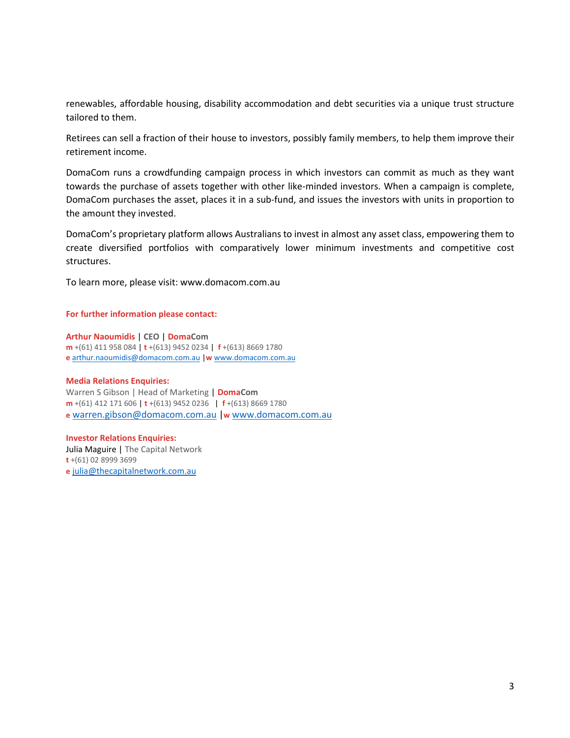renewables, affordable housing, disability accommodation and debt securities via a unique trust structure tailored to them.

Retirees can sell a fraction of their house to investors, possibly family members, to help them improve their retirement income.

DomaCom runs a crowdfunding campaign process in which investors can commit as much as they want towards the purchase of assets together with other like-minded investors. When a campaign is complete, DomaCom purchases the asset, places it in a sub-fund, and issues the investors with units in proportion to the amount they invested.

DomaCom's proprietary platform allows Australians to invest in almost any asset class, empowering them to create diversified portfolios with comparatively lower minimum investments and competitive cost structures.

To learn more, please visit: www.domacom.com.au

**For further information please contact:**

**Arthur Naoumidis** | **CEO** | **DomaCom**
**m** +(61) 411 958 084 | **t** +(613) 9452 0234 | **f** +(613) 8669 1780
**e** arthur.naoumidis@domacom.com.au | **w** www.domacom.com.au

**Media Relations Enquiries:**
Warren S Gibson | Head of Marketing | **DomaCom**
**m** +(61) 412 171 606 | **t** +(613) 9452 0236 | **f** +(613) 8669 1780
**e** warren.gibson@domacom.com.au | **w** www.domacom.com.au

**Investor Relations Enquiries:**
Julia Maguire | The Capital Network
**t** +(61) 02 8999 3699
**e** julia@thecapitalnetwork.com.au